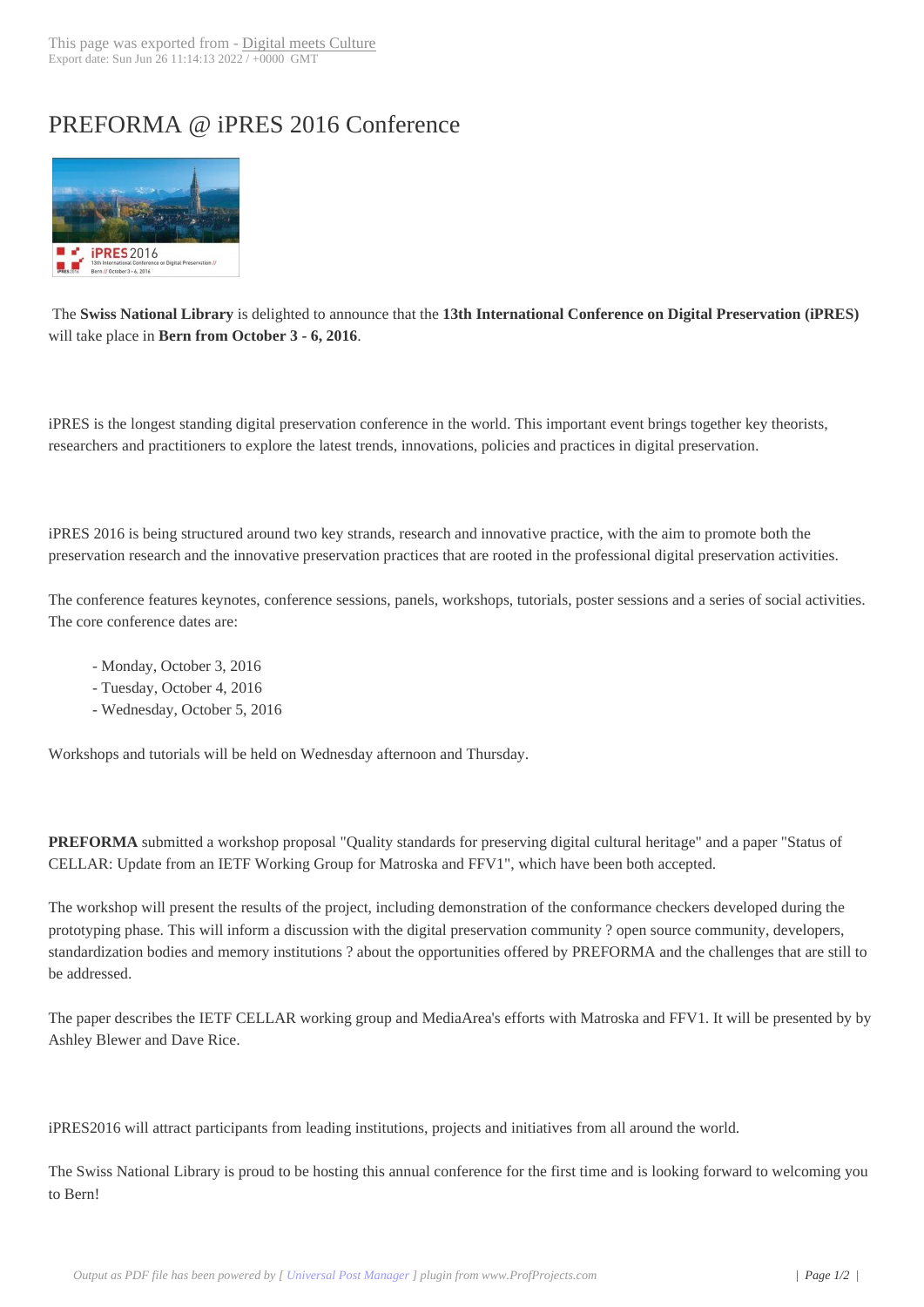# PREFORMA @ iPRES 2016 Conference

The **Swiss National Library** is delighted to announce that the **13th International Conference on Digital Preservation (iPRES)** will take place in **Bern from October 3 - 6, 2016**.

iPRES is the longest standing digital preservation conference in the world. This important event brings together key theorists, researchers and practitioners to explore the latest trends, innovations, policies and practices in digital preservation.

iPRES 2016 is being structured around two key strands, research and innovative practice, with the aim to promote both the preservation research and the innovative preservation practices that are rooted in the professional digital preservation activities.

The conference features keynotes, conference sessions, panels, workshops, tutorials, poster sessions and a series of social activities. The core conference dates are:

- Monday, October 3, 2016
- Tuesday, October 4, 2016
- Wednesday, October 5, 2016

Workshops and tutorials will be held on Wednesday afternoon and Thursday.

**PREFORMA** submitted a workshop proposal "Quality standards for preserving digital cultural heritage" and a paper "Status of CELLAR: Update from an IETF Working Group for Matroska and FFV1", which have been both accepted.

The workshop will present the results of the project, including demonstration of the conformance checkers developed during the prototyping phase. This will inform a discussion with the digital preservation community ? open source community, developers, standardization bodies and memory institutions ? about the opportunities offered by PREFORMA and the challenges that are still to be addressed.

The paper describes the IETF CELLAR working group and MediaArea's efforts with Matroska and FFV1. It will be presented by by Ashley Blewer and Dave Rice.

iPRES2016 will attract participants from leading institutions, projects and initiatives from all around the world.

The Swiss National Library is proud to be hosting this annual conference for the first time and is looking forward to welcoming you to Bern!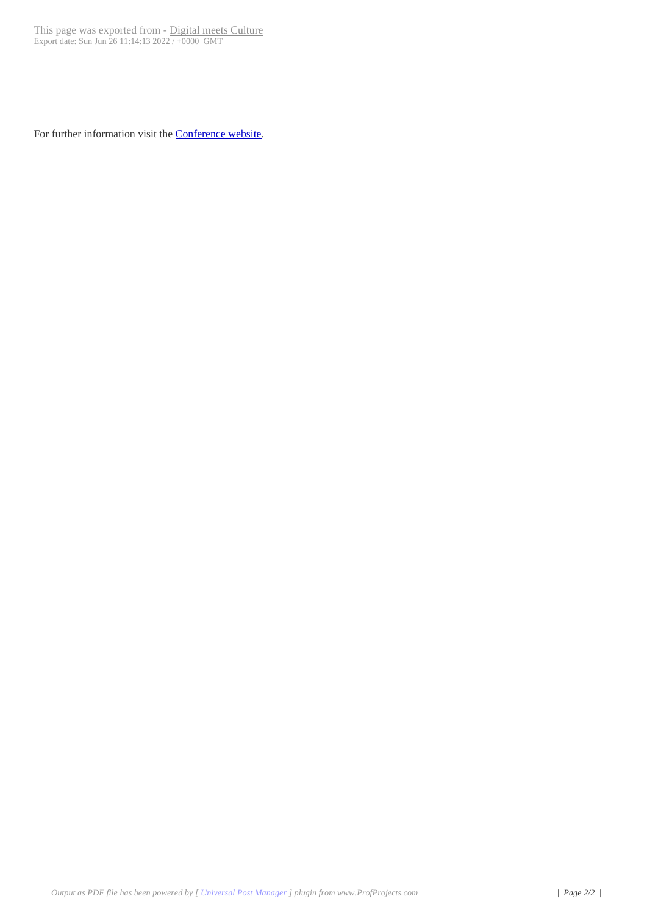For further information visit the [Conference website](Conference website).

For further information visit the Conference website.